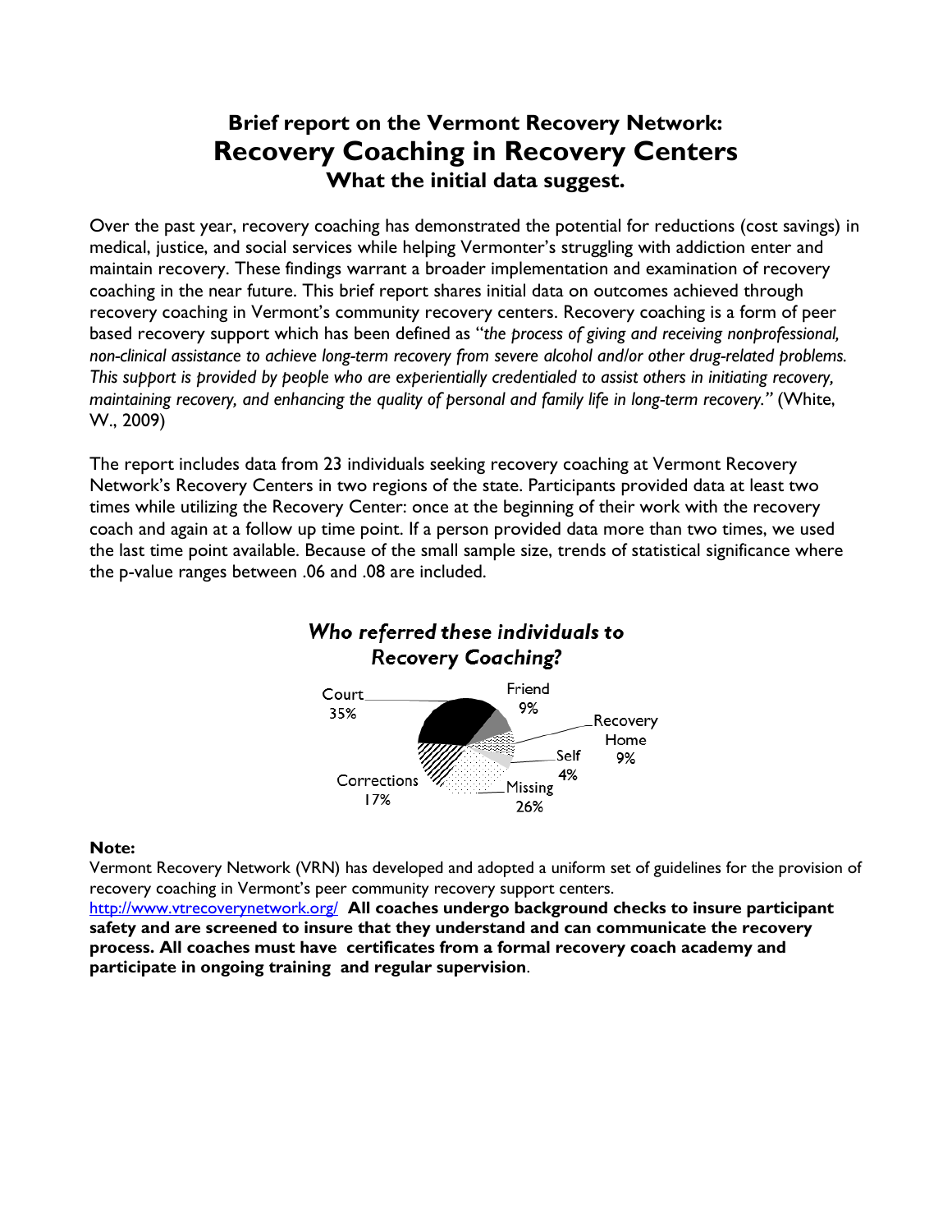# Brief report on the Vermont Recovery Network:
# Recovery Coaching in Recovery Centers
## What the initial data suggest.

Over the past year, recovery coaching has demonstrated the potential for reductions (cost savings) in medical, justice, and social services while helping Vermonter's struggling with addiction enter and maintain recovery. These findings warrant a broader implementation and examination of recovery coaching in the near future. This brief report shares initial data on outcomes achieved through recovery coaching in Vermont's community recovery centers. Recovery coaching is a form of peer based recovery support which has been defined as "*the process of giving and receiving nonprofessional, non-clinical assistance to achieve long-term recovery from severe alcohol and/or other drug-related problems. This support is provided by people who are experientially credentialed to assist others in initiating recovery, maintaining recovery, and enhancing the quality of personal and family life in long-term recovery.*" (White, W., 2009)

The report includes data from 23 individuals seeking recovery coaching at Vermont Recovery Network's Recovery Centers in two regions of the state. Participants provided data at least two times while utilizing the Recovery Center: once at the beginning of their work with the recovery coach and again at a follow up time point. If a person provided data more than two times, we used the last time point available. Because of the small sample size, trends of statistical significance where the p-value ranges between .06 and .08 are included.

***Who referred these individuals to Recovery Coaching?***

| Referral source | Percent |
|---|---|
| Court | 35% |
| Friend | 9% |
| Recovery Home | 9% |
| Self | 4% |
| Missing | 26% |
| Corrections | 17% |

**Note:**

Vermont Recovery Network (VRN) has developed and adopted a uniform set of guidelines for the provision of recovery coaching in Vermont's peer community recovery support centers. [http://www.vtrecoverynetwork.org/](http://www.vtrecoverynetwork.org/) **All coaches undergo background checks to insure participant safety and are screened to insure that they understand and can communicate the recovery process. All coaches must have certificates from a formal recovery coach academy and participate in ongoing training and regular supervision**.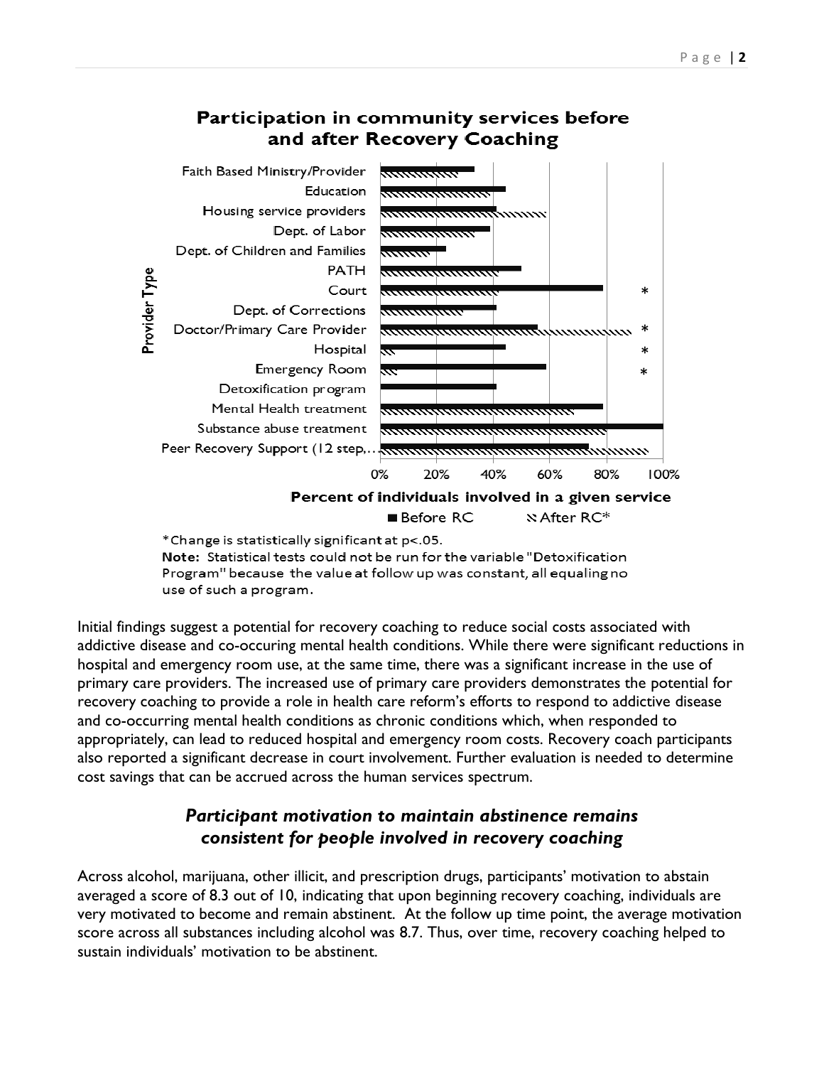**Participation in community services before and after Recovery Coaching**

| Provider Type | Before RC | After RC* |
|---|---|---|
| Faith Based Ministry/Provider | ~33% | ~27% |
| Education | ~44% | ~39% |
| Housing service providers | ~41% | ~59% |
| Dept. of Labor | ~39% | ~33% |
| Dept. of Children and Families | ~23% | ~17% |
| PATH | ~50% | ~42% |
| Court * | ~79% | ~42% |
| Dept. of Corrections | ~41% | ~29% |
| Doctor/Primary Care Provider * | ~56% | ~89% |
| Hospital * | ~44% | ~4% |
| Emergency Room * | ~59% | ~6% |
| Detoxification program | ~41% | 0% |
| Mental Health treatment | ~79% | ~69% |
| Substance abuse treatment | 100% | ~80% |
| Peer Recovery Support (12 step,... | ~74% | ~95% |

Percent of individuals involved in a given service

*Change is statistically significant at $p<.05$.

**Note:** Statistical tests could not be run for the variable "Detoxification Program" because the value at follow up was constant, all equaling no use of such a program.

Initial findings suggest a potential for recovery coaching to reduce social costs associated with addictive disease and co-occuring mental health conditions. While there were significant reductions in hospital and emergency room use, at the same time, there was a significant increase in the use of primary care providers. The increased use of primary care providers demonstrates the potential for recovery coaching to provide a role in health care reform's efforts to respond to addictive disease and co-occurring mental health conditions as chronic conditions which, when responded to appropriately, can lead to reduced hospital and emergency room costs. Recovery coach participants also reported a significant decrease in court involvement. Further evaluation is needed to determine cost savings that can be accrued across the human services spectrum.

## *Participant motivation to maintain abstinence remains consistent for people involved in recovery coaching*

Across alcohol, marijuana, other illicit, and prescription drugs, participants' motivation to abstain averaged a score of 8.3 out of 10, indicating that upon beginning recovery coaching, individuals are very motivated to become and remain abstinent. At the follow up time point, the average motivation score across all substances including alcohol was 8.7. Thus, over time, recovery coaching helped to sustain individuals' motivation to be abstinent.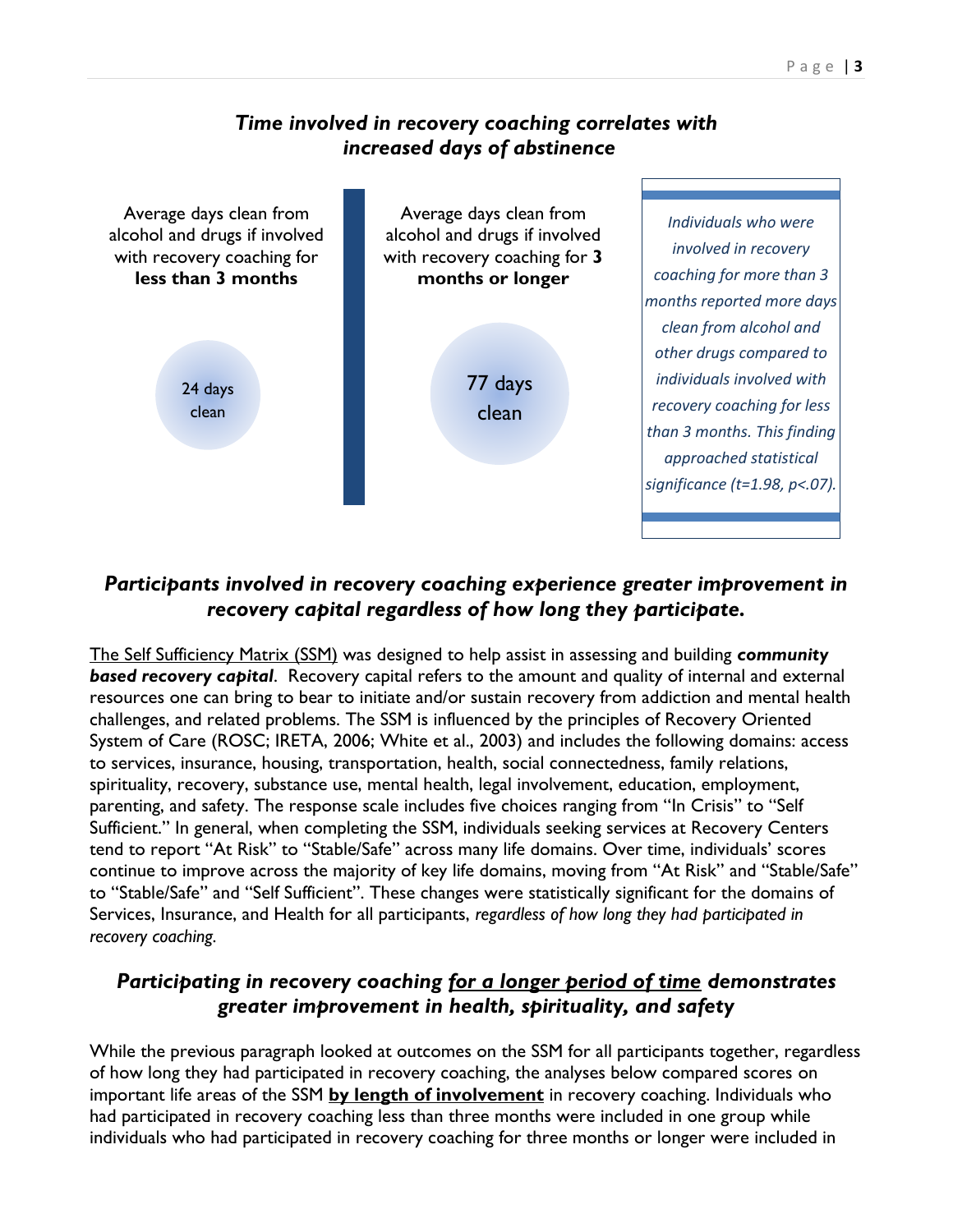## *Time involved in recovery coaching correlates with increased days of abstinence*

Average days clean from alcohol and drugs if involved with recovery coaching for **less than 3 months**

24 days clean

Average days clean from alcohol and drugs if involved with recovery coaching for **3 months or longer**

77 days clean

*Individuals who were involved in recovery coaching for more than 3 months reported more days clean from alcohol and other drugs compared to individuals involved with recovery coaching for less than 3 months. This finding approached statistical significance ($t=1.98$, $p<.07$).*

## *Participants involved in recovery coaching experience greater improvement in recovery capital regardless of how long they participate.*

The Self Sufficiency Matrix (SSM) was designed to help assist in assessing and building ***community based recovery capital***. Recovery capital refers to the amount and quality of internal and external resources one can bring to bear to initiate and/or sustain recovery from addiction and mental health challenges, and related problems. The SSM is influenced by the principles of Recovery Oriented System of Care (ROSC; IRETA, 2006; White et al., 2003) and includes the following domains: access to services, insurance, housing, transportation, health, social connectedness, family relations, spirituality, recovery, substance use, mental health, legal involvement, education, employment, parenting, and safety. The response scale includes five choices ranging from "In Crisis" to "Self Sufficient." In general, when completing the SSM, individuals seeking services at Recovery Centers tend to report "At Risk" to "Stable/Safe" across many life domains. Over time, individuals' scores continue to improve across the majority of key life domains, moving from "At Risk" and "Stable/Safe" to "Stable/Safe" and "Self Sufficient". These changes were statistically significant for the domains of Services, Insurance, and Health for all participants, *regardless of how long they had participated in recovery coaching*.

## *Participating in recovery coaching for a longer period of time demonstrates greater improvement in health, spirituality, and safety*

While the previous paragraph looked at outcomes on the SSM for all participants together, regardless of how long they had participated in recovery coaching, the analyses below compared scores on important life areas of the SSM **by length of involvement** in recovery coaching. Individuals who had participated in recovery coaching less than three months were included in one group while individuals who had participated in recovery coaching for three months or longer were included in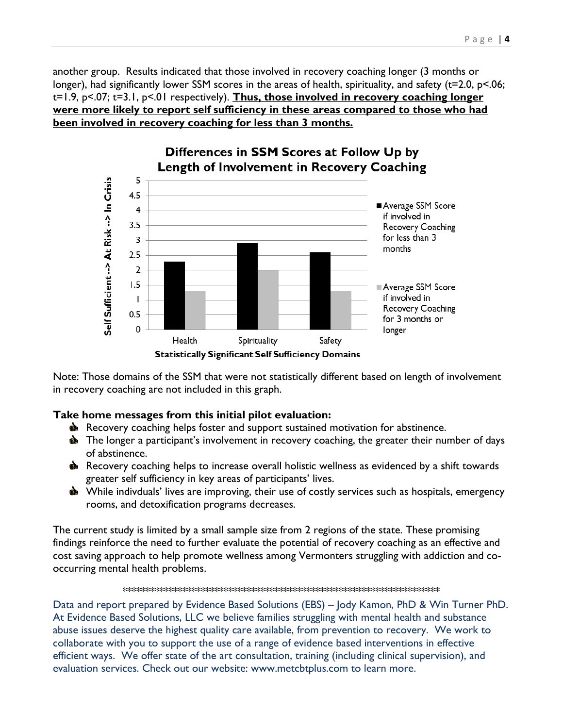another group. Results indicated that those involved in recovery coaching longer (3 months or longer), had significantly lower SSM scores in the areas of health, spirituality, and safety ($t=2.0$, $p<.06$; $t=1.9$, $p<.07$; $t=3.1$, $p<.01$ respectively). **Thus, those involved in recovery coaching longer were more likely to report self sufficiency in these areas compared to those who had been involved in recovery coaching for less than 3 months.**

**Differences in SSM Scores at Follow Up by Length of Involvement in Recovery Coaching**

Self Sufficient --> At Risk --> In Crisis

5
4.5
4
3.5
3
2.5
2
1.5
1
0.5
0

Health
Spirituality
Safety

Statistically Significant Self Sufficiency Domains

Average SSM Score if involved in Recovery Coaching for less than 3 months

Average SSM Score if involved in Recovery Coaching for 3 months or longer

Note: Those domains of the SSM that were not statistically different based on length of involvement in recovery coaching are not included in this graph.

**Take home messages from this initial pilot evaluation:**

- Recovery coaching helps foster and support sustained motivation for abstinence.
- The longer a participant's involvement in recovery coaching, the greater their number of days of abstinence.
- Recovery coaching helps to increase overall holistic wellness as evidenced by a shift towards greater self sufficiency in key areas of participants' lives.
- While indivduals' lives are improving, their use of costly services such as hospitals, emergency rooms, and detoxification programs decreases.

The current study is limited by a small sample size from 2 regions of the state. These promising findings reinforce the need to further evaluate the potential of recovery coaching as an effective and cost saving approach to help promote wellness among Vermonters struggling with addiction and co-occurring mental health problems.

\*\*\*\*\*\*\*\*\*\*\*\*\*\*\*\*\*\*\*\*\*\*\*\*\*\*\*\*\*\*\*\*\*\*\*\*\*\*\*\*\*\*\*\*\*\*\*\*\*\*\*\*\*\*\*\*\*\*\*\*\*\*\*\*\*\*\*\*

Data and report prepared by Evidence Based Solutions (EBS) – Jody Kamon, PhD & Win Turner PhD. At Evidence Based Solutions, LLC we believe families struggling with mental health and substance abuse issues deserve the highest quality care available, from prevention to recovery. We work to collaborate with you to support the use of a range of evidence based interventions in effective efficient ways. We offer state of the art consultation, training (including clinical supervision), and evaluation services. Check out our website: www.metcbtplus.com to learn more.